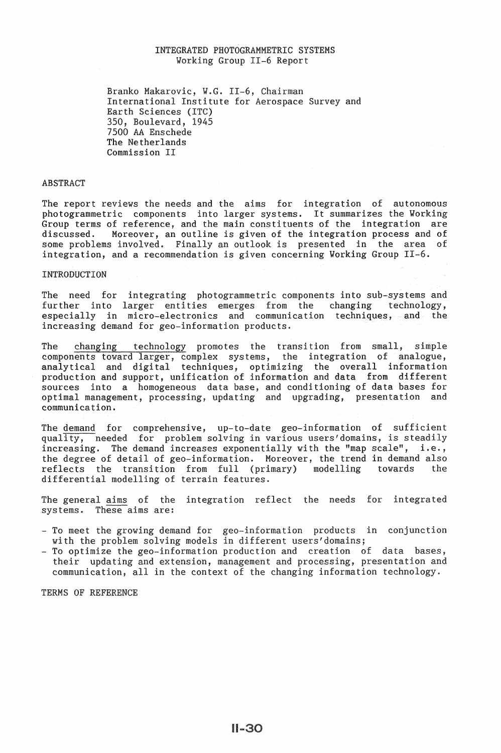# INTEGRATED PHOTOGRAMMETRIC SYSTEMS
Working Group II-6 Report

Branko Makarovic, W.G. II-6, Chairman
International Institute for Aerospace Survey and Earth Sciences (ITC)
350, Boulevard, 1945
7500 AA Enschede
The Netherlands
Commission II

## ABSTRACT

The report reviews the needs and the aims for integration of autonomous photogrammetric components into larger systems. It summarizes the Working Group terms of reference, and the main constituents of the integration are discussed. Moreover, an outline is given of the integration process and of some problems involved. Finally an outlook is presented in the area of integration, and a recommendation is given concerning Working Group II-6.

## INTRODUCTION

The need for integrating photogrammetric components into sub-systems and further into larger entities emerges from the changing technology, especially in micro-electronics and communication techniques, and the increasing demand for geo-information products.

The changing technology promotes the transition from small, simple components toward larger, complex systems, the integration of analogue, analytical and digital techniques, optimizing the overall information production and support, unification of information and data from different sources into a homogeneous data base, and conditioning of data bases for optimal management, processing, updating and upgrading, presentation and communication.

The demand for comprehensive, up-to-date geo-information of sufficient quality, needed for problem solving in various users'domains, is steadily increasing. The demand increases exponentially with the "map scale", i.e., the degree of detail of geo-information. Moreover, the trend in demand also reflects the transition from full (primary) modelling towards the differential modelling of terrain features.

The general aims of the integration reflect the needs for integrated systems. These aims are:

- To meet the growing demand for geo-information products in conjunction with the problem solving models in different users'domains;
- To optimize the geo-information production and creation of data bases, their updating and extension, management and processing, presentation and communication, all in the context of the changing information technology.

## TERMS OF REFERENCE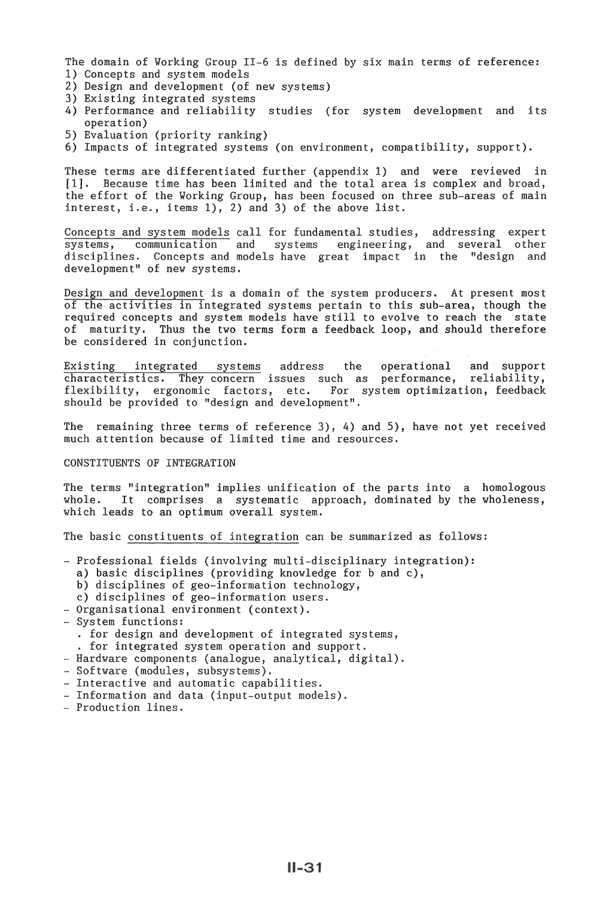The domain of Working Group II-6 is defined by six main terms of reference:

1) Concepts and system models
2) Design and development (of new systems)
3) Existing integrated systems
4) Performance and reliability studies (for system development and its operation)
5) Evaluation (priority ranking)
6) Impacts of integrated systems (on environment, compatibility, support).

These terms are differentiated further (appendix 1) and were reviewed in [1]. Because time has been limited and the total area is complex and broad, the effort of the Working Group, has been focused on three sub-areas of main interest, i.e., items 1), 2) and 3) of the above list.

<u>Concepts and system models</u> call for fundamental studies, addressing expert systems, communication and systems engineering, and several other disciplines. Concepts and models have great impact in the "design and development" of new systems.

<u>Design and development</u> is a domain of the system producers. At present most of the activities in integrated systems pertain to this sub-area, though the required concepts and system models have still to evolve to reach the state of maturity. Thus the two terms form a feedback loop, and should therefore be considered in conjunction.

<u>Existing integrated systems</u> address the operational and support characteristics. They concern issues such as performance, reliability, flexibility, ergonomic factors, etc. For system optimization, feedback should be provided to "design and development".

The remaining three terms of reference 3), 4) and 5), have not yet received much attention because of limited time and resources.

## CONSTITUENTS OF INTEGRATION

The terms "integration" implies unification of the parts into a homologous whole. It comprises a systematic approach, dominated by the wholeness, which leads to an optimum overall system.

The basic <u>constituents of integration</u> can be summarized as follows:

- Professional fields (involving multi-disciplinary integration):
  a) basic disciplines (providing knowledge for b and c),
  b) disciplines of geo-information technology,
  c) disciplines of geo-information users.
- Organisational environment (context).
- System functions:
  . for design and development of integrated systems,
  . for integrated system operation and support.
- Hardware components (analogue, analytical, digital).
- Software (modules, subsystems).
- Interactive and automatic capabilities.
- Information and data (input-output models).
- Production lines.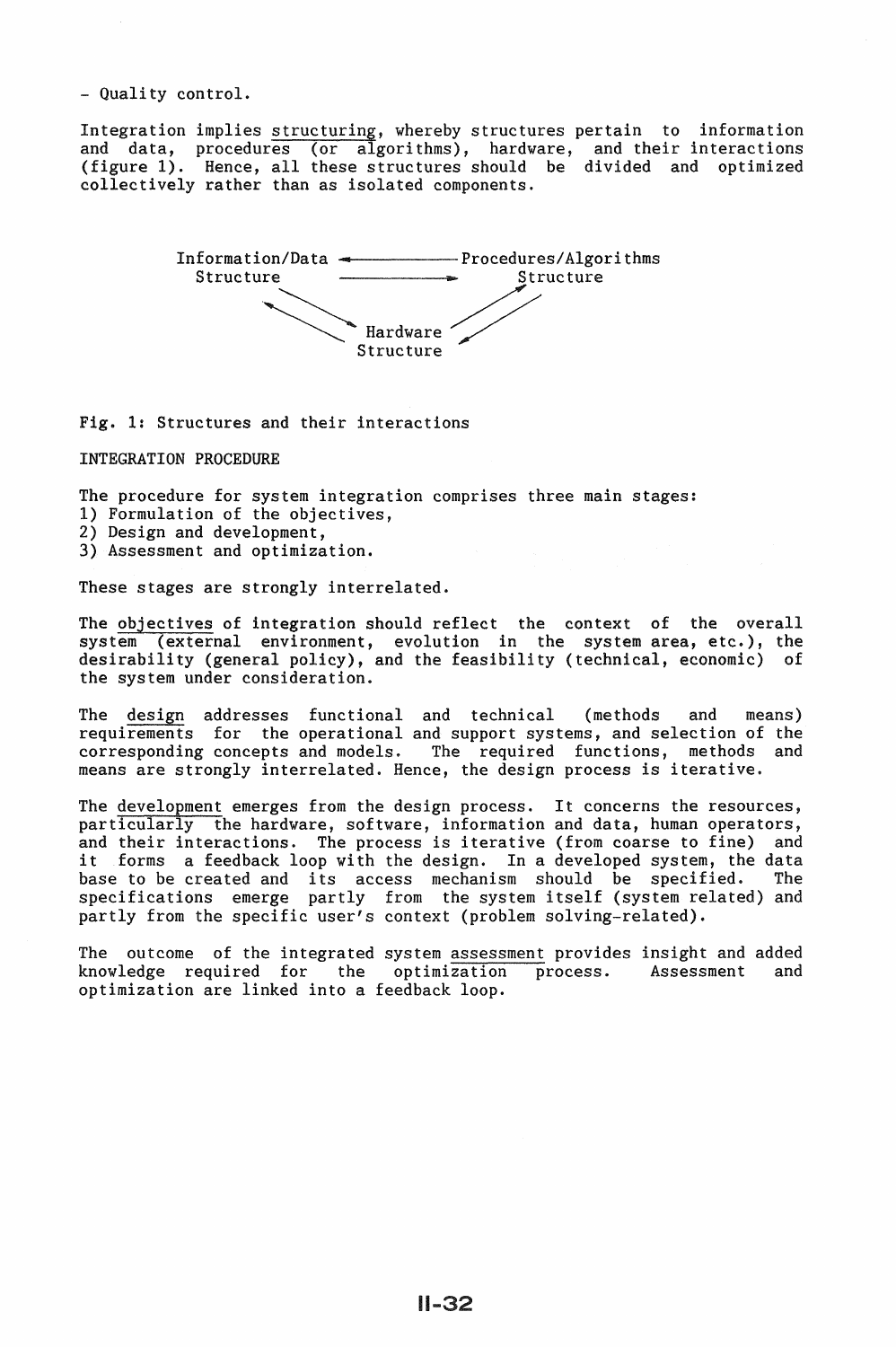- Quality control.

Integration implies structuring, whereby structures pertain to information and data, procedures (or algorithms), hardware, and their interactions (figure 1). Hence, all these structures should be divided and optimized collectively rather than as isolated components.

```
Information/Data  <-------------  Procedures/Algorithms
   Structure      ------------->       Structure
          \  \                        /  /
           \  \                      /  /
                    Hardware
                    Structure
```

Fig. 1: Structures and their interactions

INTEGRATION PROCEDURE

The procedure for system integration comprises three main stages:
1) Formulation of the objectives,
2) Design and development,
3) Assessment and optimization.

These stages are strongly interrelated.

The objectives of integration should reflect the context of the overall system (external environment, evolution in the system area, etc.), the desirability (general policy), and the feasibility (technical, economic) of the system under consideration.

The design addresses functional and technical (methods and means) requirements for the operational and support systems, and selection of the corresponding concepts and models. The required functions, methods and means are strongly interrelated. Hence, the design process is iterative.

The development emerges from the design process. It concerns the resources, particularly the hardware, software, information and data, human operators, and their interactions. The process is iterative (from coarse to fine) and it forms a feedback loop with the design. In a developed system, the data base to be created and its access mechanism should be specified. The specifications emerge partly from the system itself (system related) and partly from the specific user's context (problem solving-related).

The outcome of the integrated system assessment provides insight and added knowledge required for the optimization process. Assessment and optimization are linked into a feedback loop.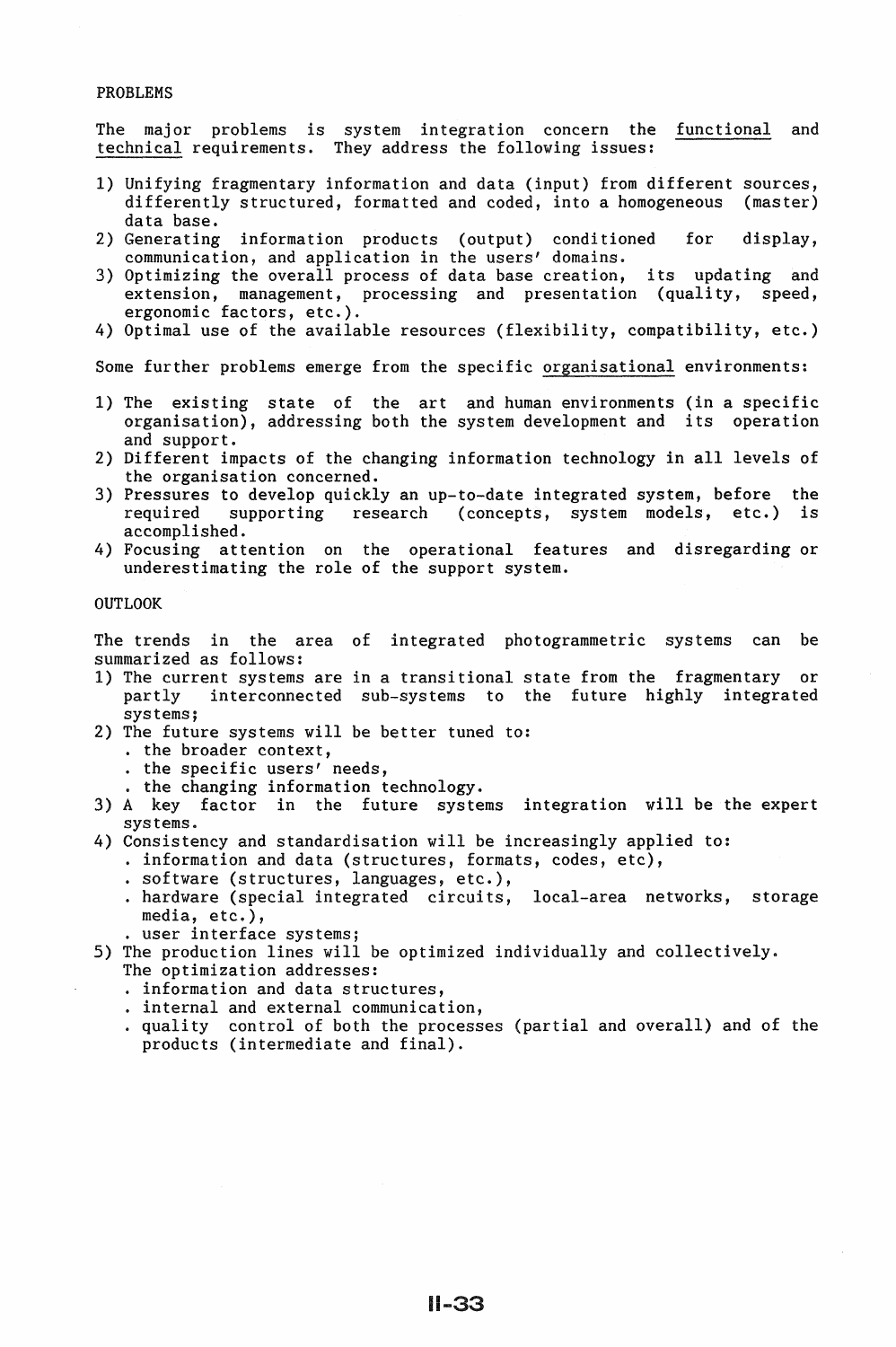## PROBLEMS

The major problems is system integration concern the <u>functional</u> and <u>technical</u> requirements. They address the following issues:

1) Unifying fragmentary information and data (input) from different sources, differently structured, formatted and coded, into a homogeneous (master) data base.
2) Generating information products (output) conditioned for display, communication, and application in the users' domains.
3) Optimizing the overall process of data base creation, its updating and extension, management, processing and presentation (quality, speed, ergonomic factors, etc.).
4) Optimal use of the available resources (flexibility, compatibility, etc.)

Some further problems emerge from the specific <u>organisational</u> environments:

1) The existing state of the art and human environments (in a specific organisation), addressing both the system development and its operation and support.
2) Different impacts of the changing information technology in all levels of the organisation concerned.
3) Pressures to develop quickly an up-to-date integrated system, before the required supporting research (concepts, system models, etc.) is accomplished.
4) Focusing attention on the operational features and disregarding or underestimating the role of the support system.

## OUTLOOK

The trends in the area of integrated photogrammetric systems can be summarized as follows:

1) The current systems are in a transitional state from the fragmentary or partly interconnected sub-systems to the future highly integrated systems;
2) The future systems will be better tuned to:
   - the broader context,
   - the specific users' needs,
   - the changing information technology.
3) A key factor in the future systems integration will be the expert systems.
4) Consistency and standardisation will be increasingly applied to:
   - information and data (structures, formats, codes, etc),
   - software (structures, languages, etc.),
   - hardware (special integrated circuits, local-area networks, storage media, etc.),
   - user interface systems;
5) The production lines will be optimized individually and collectively. The optimization addresses:
   - information and data structures,
   - internal and external communication,
   - quality control of both the processes (partial and overall) and of the products (intermediate and final).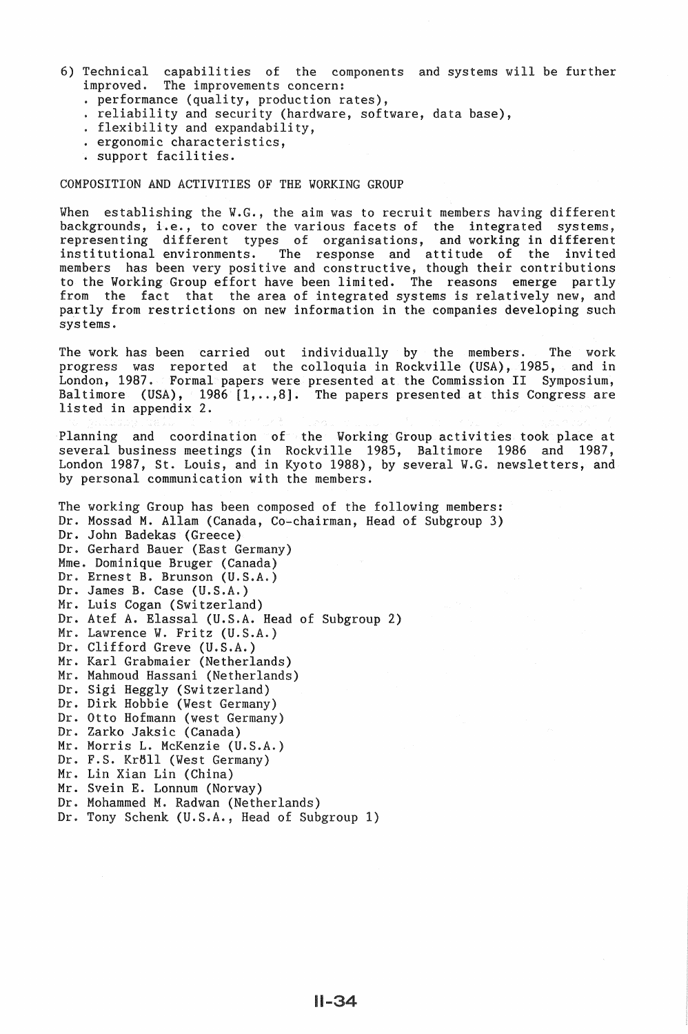6) Technical capabilities of the components and systems will be further improved. The improvements concern:
   - performance (quality, production rates),
   - reliability and security (hardware, software, data base),
   - flexibility and expandability,
   - ergonomic characteristics,
   - support facilities.

## COMPOSITION AND ACTIVITIES OF THE WORKING GROUP

When establishing the W.G., the aim was to recruit members having different backgrounds, i.e., to cover the various facets of the integrated systems, representing different types of organisations, and working in different institutional environments. The response and attitude of the invited members has been very positive and constructive, though their contributions to the Working Group effort have been limited. The reasons emerge partly from the fact that the area of integrated systems is relatively new, and partly from restrictions on new information in the companies developing such systems.

The work has been carried out individually by the members. The work progress was reported at the colloquia in Rockville (USA), 1985, and in London, 1987. Formal papers were presented at the Commission II Symposium, Baltimore (USA), 1986 [1,..,8]. The papers presented at this Congress are listed in appendix 2.

Planning and coordination of the Working Group activities took place at several business meetings (in Rockville 1985, Baltimore 1986 and 1987, London 1987, St. Louis, and in Kyoto 1988), by several W.G. newsletters, and by personal communication with the members.

The working Group has been composed of the following members:

Dr. Mossad M. Allam (Canada, Co-chairman, Head of Subgroup 3)
Dr. John Badekas (Greece)
Dr. Gerhard Bauer (East Germany)
Mme. Dominique Bruger (Canada)
Dr. Ernest B. Brunson (U.S.A.)
Dr. James B. Case (U.S.A.)
Mr. Luis Cogan (Switzerland)
Dr. Atef A. Elassal (U.S.A. Head of Subgroup 2)
Mr. Lawrence W. Fritz (U.S.A.)
Dr. Clifford Greve (U.S.A.)
Mr. Karl Grabmaier (Netherlands)
Mr. Mahmoud Hassani (Netherlands)
Dr. Sigi Heggly (Switzerland)
Dr. Dirk Hobbie (West Germany)
Dr. Otto Hofmann (west Germany)
Dr. Zarko Jaksic (Canada)
Mr. Morris L. McKenzie (U.S.A.)
Dr. F.S. Kröll (West Germany)
Mr. Lin Xian Lin (China)
Mr. Svein E. Lonnum (Norway)
Dr. Mohammed M. Radwan (Netherlands)
Dr. Tony Schenk (U.S.A., Head of Subgroup 1)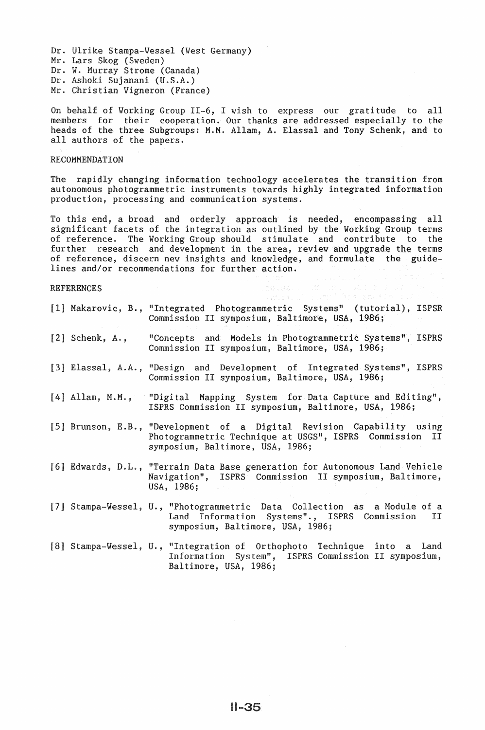Dr. Ulrike Stampa-Wessel (West Germany)
Mr. Lars Skog (Sweden)
Dr. W. Murray Strome (Canada)
Dr. Ashoki Sujanani (U.S.A.)
Mr. Christian Vigneron (France)

On behalf of Working Group II-6, I wish to express our gratitude to all members for their cooperation. Our thanks are addressed especially to the heads of the three Subgroups: M.M. Allam, A. Elassal and Tony Schenk, and to all authors of the papers.

## RECOMMENDATION

The rapidly changing information technology accelerates the transition from autonomous photogrammetric instruments towards highly integrated information production, processing and communication systems.

To this end, a broad and orderly approach is needed, encompassing all significant facets of the integration as outlined by the Working Group terms of reference. The Working Group should stimulate and contribute to the further research and development in the area, review and upgrade the terms of reference, discern new insights and knowledge, and formulate the guidelines and/or recommendations for further action.

## REFERENCES

[1] Makarovic, B., "Integrated Photogrammetric Systems" (tutorial), ISPSR Commission II symposium, Baltimore, USA, 1986;

[2] Schenk, A., "Concepts and Models in Photogrammetric Systems", ISPRS Commission II symposium, Baltimore, USA, 1986;

[3] Elassal, A.A., "Design and Development of Integrated Systems", ISPRS Commission II symposium, Baltimore, USA, 1986;

[4] Allam, M.M., "Digital Mapping System for Data Capture and Editing", ISPRS Commission II symposium, Baltimore, USA, 1986;

[5] Brunson, E.B., "Development of a Digital Revision Capability using Photogrammetric Technique at USGS", ISPRS Commission II symposium, Baltimore, USA, 1986;

[6] Edwards, D.L., "Terrain Data Base generation for Autonomous Land Vehicle Navigation", ISPRS Commission II symposium, Baltimore, USA, 1986;

[7] Stampa-Wessel, U., "Photogrammetric Data Collection as a Module of a Land Information Systems"., ISPRS Commission II symposium, Baltimore, USA, 1986;

[8] Stampa-Wessel, U., "Integration of Orthophoto Technique into a Land Information System", ISPRS Commission II symposium, Baltimore, USA, 1986;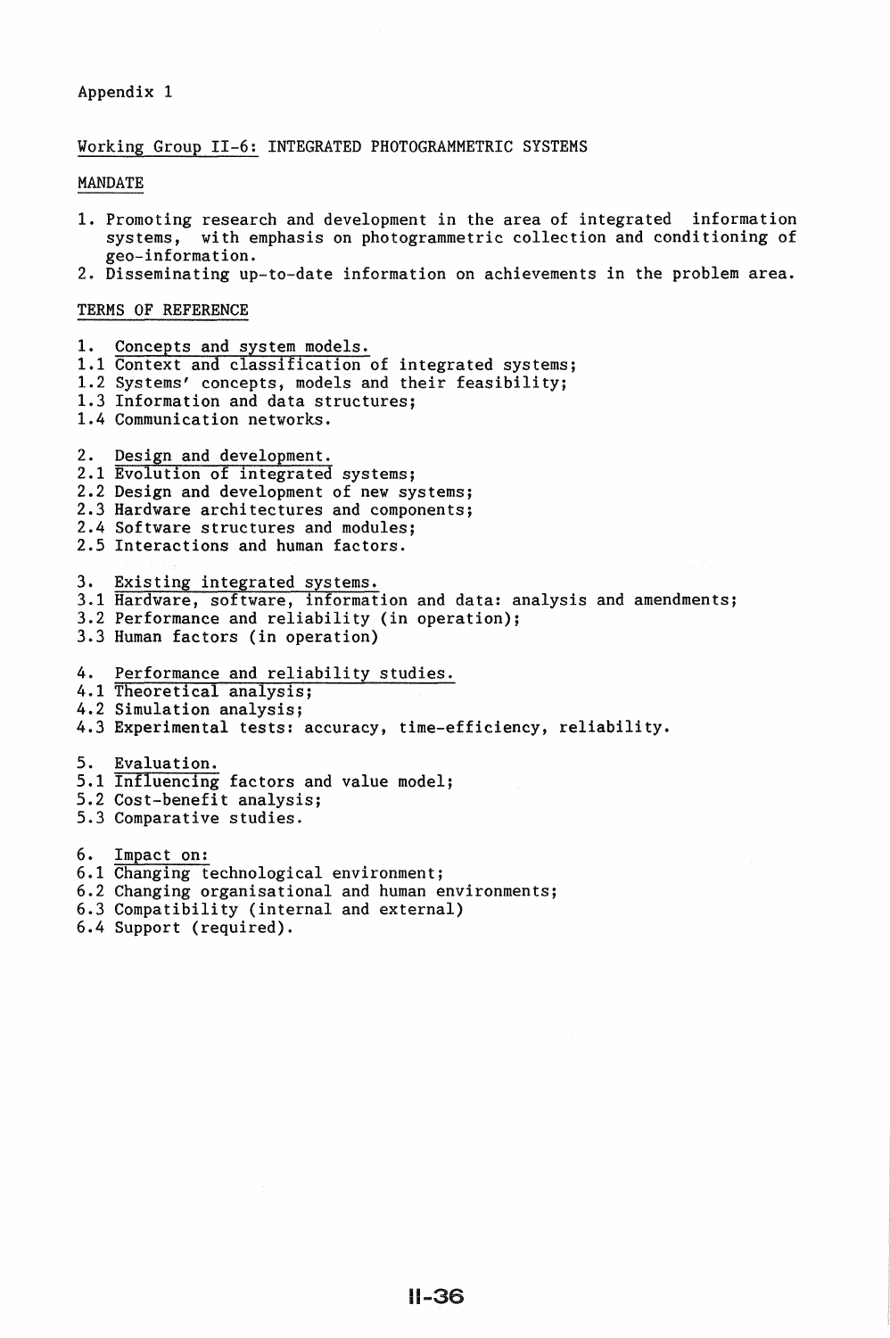Appendix 1

## Working Group II-6: INTEGRATED PHOTOGRAMMETRIC SYSTEMS

### MANDATE

1. Promoting research and development in the area of integrated information systems, with emphasis on photogrammetric collection and conditioning of geo-information.
2. Disseminating up-to-date information on achievements in the problem area.

### TERMS OF REFERENCE

1. Concepts and system models.
1.1 Context and classification of integrated systems;
1.2 Systems' concepts, models and their feasibility;
1.3 Information and data structures;
1.4 Communication networks.

2. Design and development.
2.1 Evolution of integrated systems;
2.2 Design and development of new systems;
2.3 Hardware architectures and components;
2.4 Software structures and modules;
2.5 Interactions and human factors.

3. Existing integrated systems.
3.1 Hardware, software, information and data: analysis and amendments;
3.2 Performance and reliability (in operation);
3.3 Human factors (in operation)

4. Performance and reliability studies.
4.1 Theoretical analysis;
4.2 Simulation analysis;
4.3 Experimental tests: accuracy, time-efficiency, reliability.

5. Evaluation.
5.1 Influencing factors and value model;
5.2 Cost-benefit analysis;
5.3 Comparative studies.

6. Impact on:
6.1 Changing technological environment;
6.2 Changing organisational and human environments;
6.3 Compatibility (internal and external)
6.4 Support (required).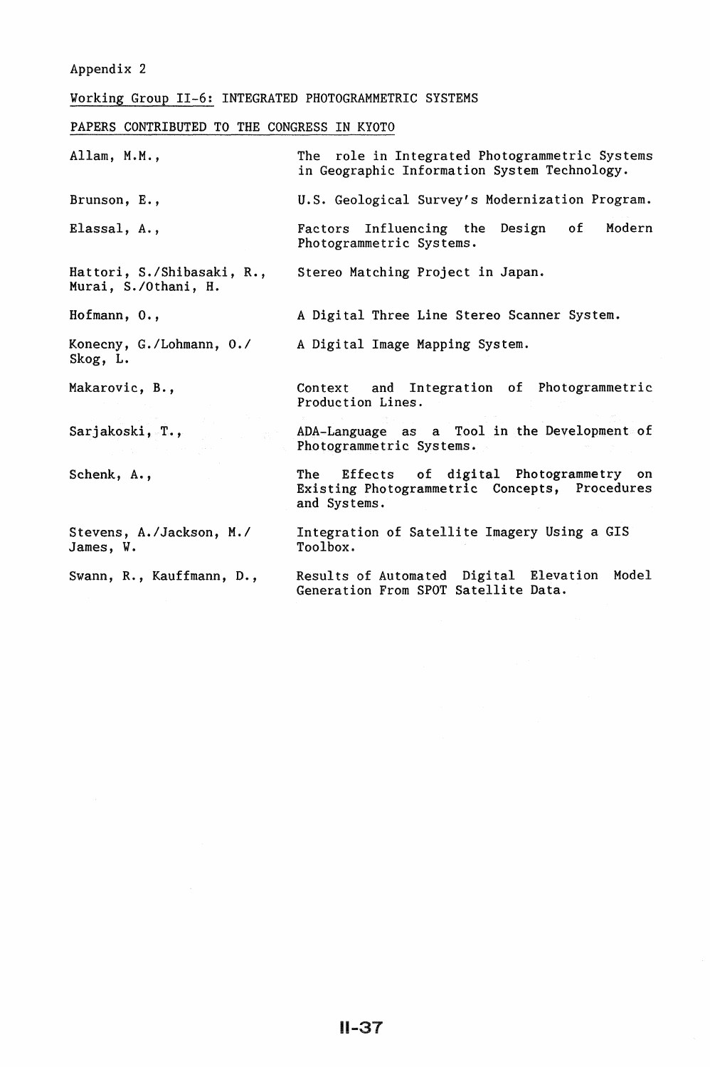Appendix 2

Working Group II-6: INTEGRATED PHOTOGRAMMETRIC SYSTEMS

PAPERS CONTRIBUTED TO THE CONGRESS IN KYOTO

| | |
|---|---|
| Allam, M.M., | The role in Integrated Photogrammetric Systems in Geographic Information System Technology. |
| Brunson, E., | U.S. Geological Survey's Modernization Program. |
| Elassal, A., | Factors Influencing the Design of Modern Photogrammetric Systems. |
| Hattori, S./Shibasaki, R., Murai, S./Othani, H. | Stereo Matching Project in Japan. |
| Hofmann, O., | A Digital Three Line Stereo Scanner System. |
| Konecny, G./Lohmann, O./ Skog, L. | A Digital Image Mapping System. |
| Makarovic, B., | Context and Integration of Photogrammetric Production Lines. |
| Sarjakoski, T., | ADA-Language as a Tool in the Development of Photogrammetric Systems. |
| Schenk, A., | The Effects of digital Photogrammetry on Existing Photogrammetric Concepts, Procedures and Systems. |
| Stevens, A./Jackson, M./ James, W. | Integration of Satellite Imagery Using a GIS Toolbox. |
| Swann, R., Kauffmann, D., | Results of Automated Digital Elevation Model Generation From SPOT Satellite Data. |